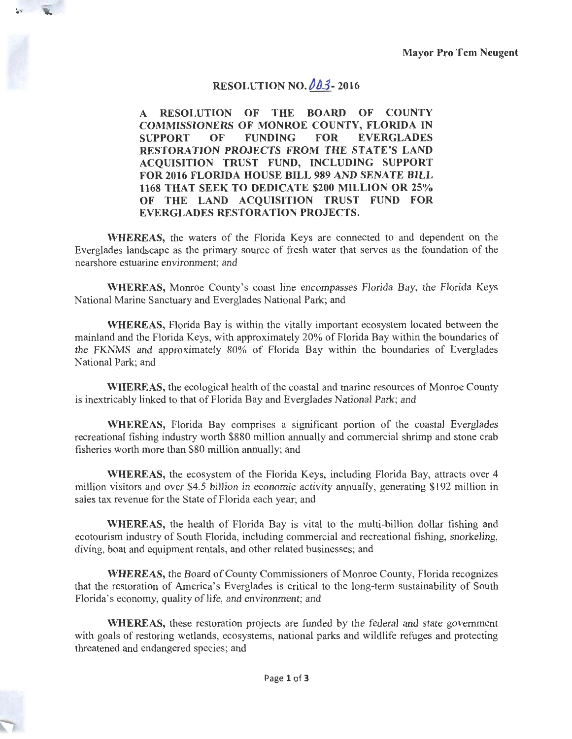**Mayor Pro Tem Neugent**

# RESOLUTION NO. 003- 2016

**A RESOLUTION OF THE BOARD OF COUNTY COMMISSIONERS OF MONROE COUNTY, FLORIDA IN SUPPORT OF FUNDING FOR EVERGLADES RESTORATION PROJECTS FROM THE STATE'S LAND ACQUISITION TRUST FUND, INCLUDING SUPPORT FOR 2016 FLORIDA HOUSE BILL 989 AND SENATE BILL 1168 THAT SEEK TO DEDICATE \$200 MILLION OR 25% OF THE LAND ACQUISITION TRUST FUND FOR EVERGLADES RESTORATION PROJECTS.**

**WHEREAS,** the waters of the Florida Keys are connected to and dependent on the Everglades landscape as the primary source of fresh water that serves as the foundation of the nearshore estuarine environment; and

**WHEREAS,** Monroe County's coast line encompasses Florida Bay, the Florida Keys National Marine Sanctuary and Everglades National Park; and

**WHEREAS,** Florida Bay is within the vitally important ecosystem located between the mainland and the Florida Keys, with approximately 20% of Florida Bay within the boundaries of the FKNMS and approximately 80% of Florida Bay within the boundaries of Everglades National Park; and

**WHEREAS,** the ecological health of the coastal and marine resources of Monroe County is inextricably linked to that of Florida Bay and Everglades National Park; and

**WHEREAS,** Florida Bay comprises a significant portion of the coastal Everglades recreational fishing industry worth \$880 million annually and commercial shrimp and stone crab fisheries worth more than \$80 million annually; and

**WHEREAS,** the ecosystem of the Florida Keys, including Florida Bay, attracts over 4 million visitors and over \$4.5 billion in economic activity annually, generating \$192 million in sales tax revenue for the State of Florida each year; and

**WHEREAS,** the health of Florida Bay is vital to the multi-billion dollar fishing and ecotourism industry of South Florida, including commercial and recreational fishing, snorkeling, diving, boat and equipment rentals, and other related businesses; and

**WHEREAS,** the Board of County Commissioners of Monroe County, Florida recognizes that the restoration of America's Everglades is critical to the long-term sustainability of South Florida's economy, quality of life, and environment; and

**WHEREAS,** these restoration projects are funded by the federal and state government with goals of restoring wetlands, ecosystems, national parks and wildlife refuges and protecting threatened and endangered species; and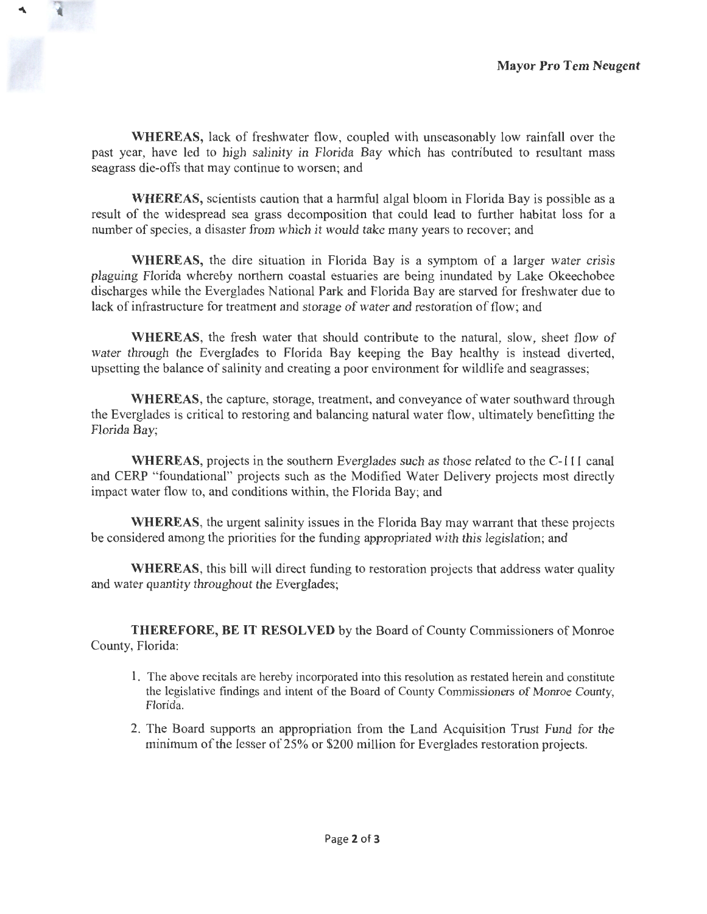**Mayor Pro Tem Neugent**

**WHEREAS,** lack of freshwater flow, coupled with unseasonably low rainfall over the past year, have led to high salinity in Florida Bay which has contributed to resultant mass seagrass die-offs that may continue to worsen; and

**WHEREAS,** scientists caution that a harmful algal bloom in Florida Bay is possible as a result of the widespread sea grass decomposition that could lead to further habitat loss for a number of species, a disaster from which it would take many years to recover; and

**WHEREAS,** the dire situation in Florida Bay is a symptom of a larger water crisis plaguing Florida whereby northern coastal estuaries are being inundated by Lake Okeechobee discharges while the Everglades National Park and Florida Bay are starved for freshwater due to lack of infrastructure for treatment and storage of water and restoration of flow; and

**WHEREAS**, the fresh water that should contribute to the natural, slow, sheet flow of water through the Everglades to Florida Bay keeping the Bay healthy is instead diverted, upsetting the balance of salinity and creating a poor environment for wildlife and seagrasses;

**WHEREAS**, the capture, storage, treatment, and conveyance of water southward through the Everglades is critical to restoring and balancing natural water flow, ultimately benefitting the Florida Bay;

**WHEREAS**, projects in the southern Everglades such as those related to the C-111 canal and CERP "foundational" projects such as the Modified Water Delivery projects most directly impact water flow to, and conditions within, the Florida Bay; and

**WHEREAS**, the urgent salinity issues in the Florida Bay may warrant that these projects be considered among the priorities for the funding appropriated with this legislation; and

**WHEREAS**, this bill will direct funding to restoration projects that address water quality and water quantity throughout the Everglades;

**THEREFORE, BE IT RESOLVED** by the Board of County Commissioners of Monroe County, Florida:

1. The above recitals are hereby incorporated into this resolution as restated herein and constitute the legislative findings and intent of the Board of County Commissioners of Monroe County, Florida.
2. The Board supports an appropriation from the Land Acquisition Trust Fund for the minimum of the lesser of 25% or $200 million for Everglades restoration projects.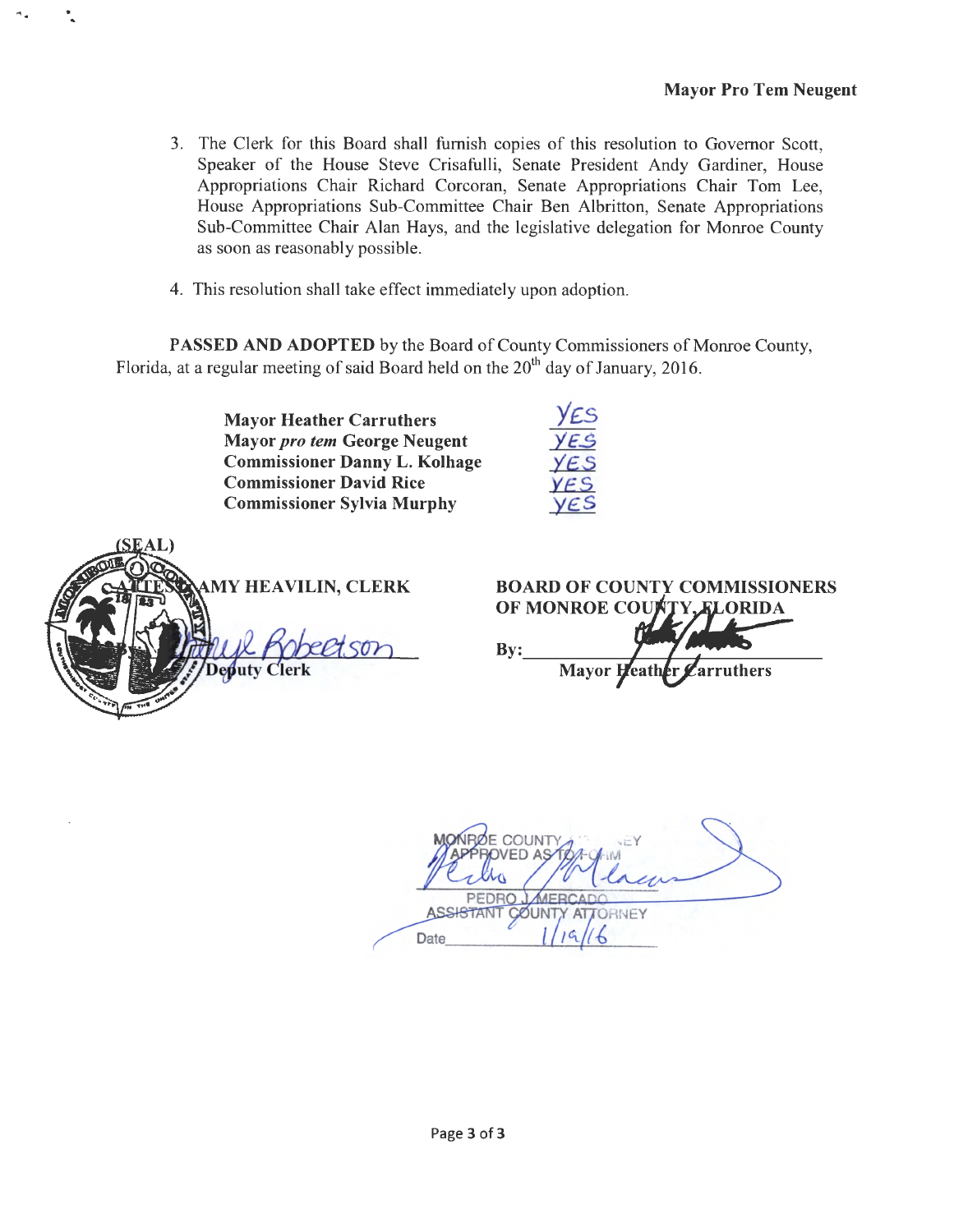**Mayor Pro Tem Neugent**

3. The Clerk for this Board shall furnish copies of this resolution to Governor Scott, Speaker of the House Steve Crisafulli, Senate President Andy Gardiner, House Appropriations Chair Richard Corcoran, Senate Appropriations Chair Tom Lee, House Appropriations Sub-Committee Chair Ben Albritton, Senate Appropriations Sub-Committee Chair Alan Hays, and the legislative delegation for Monroe County as soon as reasonably possible.

4. This resolution shall take effect immediately upon adoption.

**PASSED AND ADOPTED** by the Board of County Commissioners of Monroe County, Florida, at a regular meeting of said Board held on the 20th day of January, 2016.

| | |
|---|---|
| **Mayor Heather Carruthers** | YES |
| **Mayor *pro tem* George Neugent** | YES |
| **Commissioner Danny L. Kolhage** | YES |
| **Commissioner David Rice** | YES |
| **Commissioner Sylvia Murphy** | YES |

(SEAL)

ATTEST: AMY HEAVILIN, CLERK

By: Deputy Clerk

**BOARD OF COUNTY COMMISSIONERS OF MONROE COUNTY, FLORIDA**

By: ______________________
Mayor Heather Carruthers

MONROE COUNTY ATTORNEY
APPROVED AS TO FORM
PEDRO J. MERCADO
ASSISTANT COUNTY ATTORNEY
Date 1/19/16